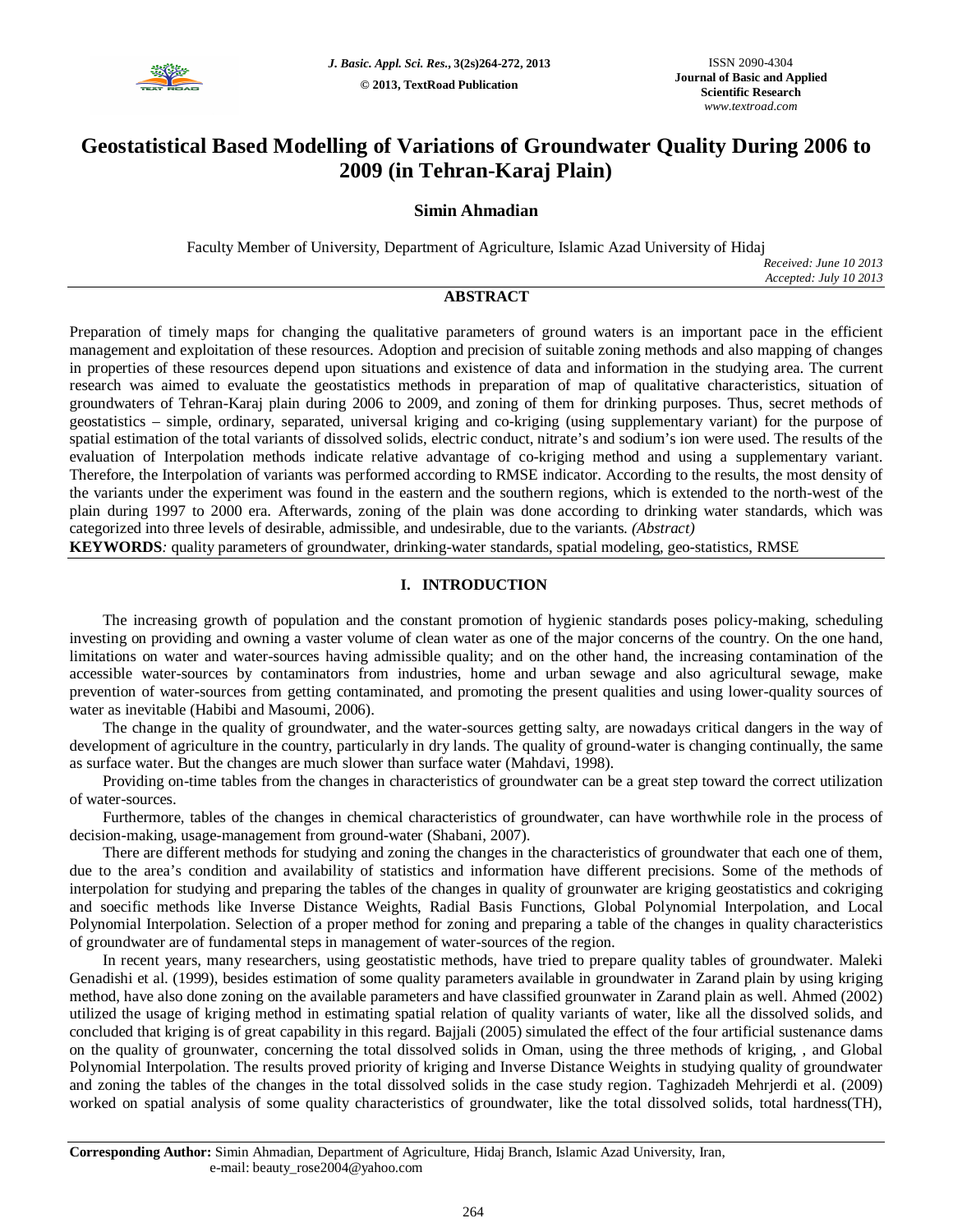# Geostatistical Based Modelling of Variations of Groundwater Quality During 2006 to 2009 (in Tehran-Karaj Plain)

**Simin Ahmadian**

Faculty Member of University, Department of Agriculture, Islamic Azad University of Hidaj

*Received: June 10 2013*
*Accepted: July 10 2013*

## ABSTRACT

Preparation of timely maps for changing the qualitative parameters of ground waters is an important pace in the efficient management and exploitation of these resources. Adoption and precision of suitable zoning methods and also mapping of changes in properties of these resources depend upon situations and existence of data and information in the studying area. The current research was aimed to evaluate the geostatistics methods in preparation of map of qualitative characteristics, situation of groundwaters of Tehran-Karaj plain during 2006 to 2009, and zoning of them for drinking purposes. Thus, secret methods of geostatistics – simple, ordinary, separated, universal kriging and co-kriging (using supplementary variant) for the purpose of spatial estimation of the total variants of dissolved solids, electric conduct, nitrate's and sodium's ion were used. The results of the evaluation of Interpolation methods indicate relative advantage of co-kriging method and using a supplementary variant. Therefore, the Interpolation of variants was performed according to RMSE indicator. According to the results, the most density of the variants under the experiment was found in the eastern and the southern regions, which is extended to the north-west of the plain during 1997 to 2000 era. Afterwards, zoning of the plain was done according to drinking water standards, which was categorized into three levels of desirable, admissible, and undesirable, due to the variants. *(Abstract)*

**KEYWORDS***:* quality parameters of groundwater, drinking-water standards, spatial modeling, geo-statistics, RMSE

## I. INTRODUCTION

The increasing growth of population and the constant promotion of hygienic standards poses policy-making, scheduling investing on providing and owning a vaster volume of clean water as one of the major concerns of the country. On the one hand, limitations on water and water-sources having admissible quality; and on the other hand, the increasing contamination of the accessible water-sources by contaminators from industries, home and urban sewage and also agricultural sewage, make prevention of water-sources from getting contaminated, and promoting the present qualities and using lower-quality sources of water as inevitable (Habibi and Masoumi, 2006).

The change in the quality of groundwater, and the water-sources getting salty, are nowadays critical dangers in the way of development of agriculture in the country, particularly in dry lands. The quality of ground-water is changing continually, the same as surface water. But the changes are much slower than surface water (Mahdavi, 1998).

Providing on-time tables from the changes in characteristics of groundwater can be a great step toward the correct utilization of water-sources.

Furthermore, tables of the changes in chemical characteristics of groundwater, can have worthwhile role in the process of decision-making, usage-management from ground-water (Shabani, 2007).

There are different methods for studying and zoning the changes in the characteristics of groundwater that each one of them, due to the area's condition and availability of statistics and information have different precisions. Some of the methods of interpolation for studying and preparing the tables of the changes in quality of grounwater are kriging geostatistics and cokriging and soecific methods like Inverse Distance Weights, Radial Basis Functions, Global Polynomial Interpolation, and Local Polynomial Interpolation. Selection of a proper method for zoning and preparing a table of the changes in quality characteristics of groundwater are of fundamental steps in management of water-sources of the region.

In recent years, many researchers, using geostatistic methods, have tried to prepare quality tables of groundwater. Maleki Genadishi et al. (1999), besides estimation of some quality parameters available in groundwater in Zarand plain by using kriging method, have also done zoning on the available parameters and have classified grounwater in Zarand plain as well. Ahmed (2002) utilized the usage of kriging method in estimating spatial relation of quality variants of water, like all the dissolved solids, and concluded that kriging is of great capability in this regard. Bajjali (2005) simulated the effect of the four artificial sustenance dams on the quality of grounwater, concerning the total dissolved solids in Oman, using the three methods of kriging, , and Global Polynomial Interpolation. The results proved priority of kriging and Inverse Distance Weights in studying quality of groundwater and zoning the tables of the changes in the total dissolved solids in the case study region. Taghizadeh Mehrjerdi et al. (2009) worked on spatial analysis of some quality characteristics of groundwater, like the total dissolved solids, total hardness(TH),

**Corresponding Author:** Simin Ahmadian, Department of Agriculture, Hidaj Branch, Islamic Azad University, Iran, e-mail: beauty_rose2004@yahoo.com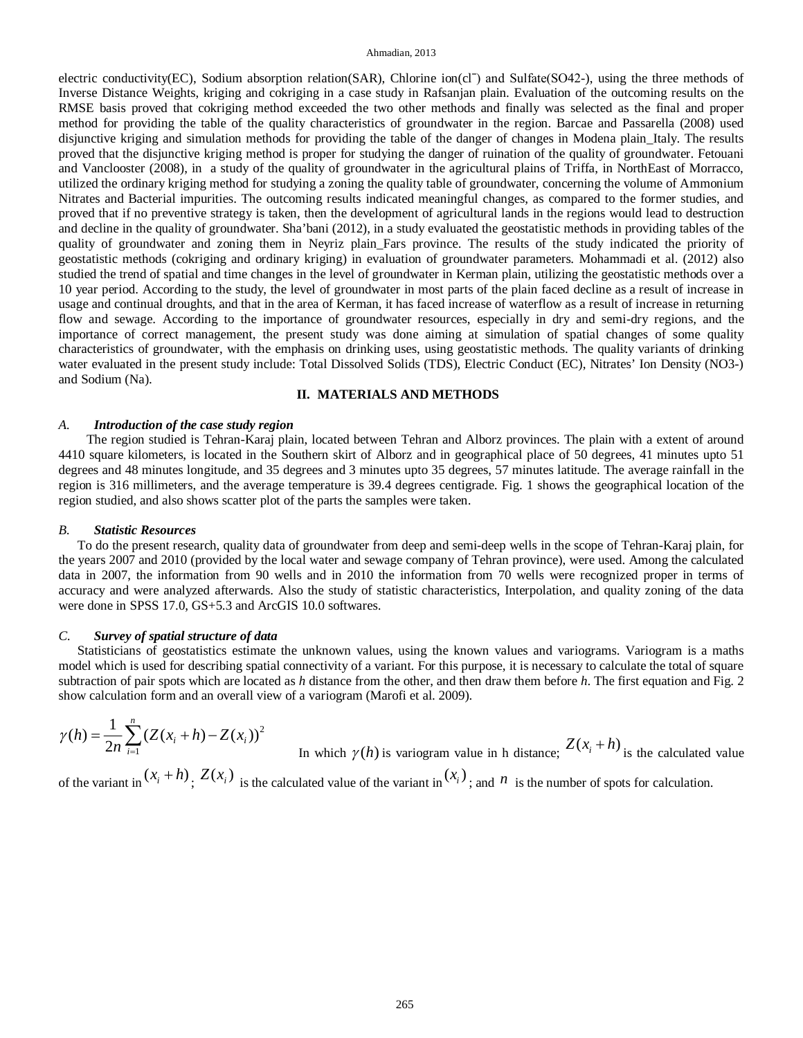electric conductivity(EC), Sodium absorption relation(SAR), Chlorine ion($cl^-$) and Sulfate($SO4^{2-}$), using the three methods of Inverse Distance Weights, kriging and cokriging in a case study in Rafsanjan plain. Evaluation of the outcoming results on the RMSE basis proved that cokriging method exceeded the two other methods and finally was selected as the final and proper method for providing the table of the quality characteristics of groundwater in the region. Barcae and Passarella (2008) used disjunctive kriging and simulation methods for providing the table of the danger of changes in Modena plain_Italy. The results proved that the disjunctive kriging method is proper for studying the danger of ruination of the quality of groundwater. Fetouani and Vanclooster (2008), in a study of the quality of groundwater in the agricultural plains of Triffa, in NorthEast of Morracco, utilized the ordinary kriging method for studying a zoning the quality table of groundwater, concerning the volume of Ammonium Nitrates and Bacterial impurities. The outcoming results indicated meaningful changes, as compared to the former studies, and proved that if no preventive strategy is taken, then the development of agricultural lands in the regions would lead to destruction and decline in the quality of groundwater. Sha'bani (2012), in a study evaluated the geostatistic methods in providing tables of the quality of groundwater and zoning them in Neyriz plain_Fars province. The results of the study indicated the priority of geostatistic methods (cokriging and ordinary kriging) in evaluation of groundwater parameters. Mohammadi et al. (2012) also studied the trend of spatial and time changes in the level of groundwater in Kerman plain, utilizing the geostatistic methods over a 10 year period. According to the study, the level of groundwater in most parts of the plain faced decline as a result of increase in usage and continual droughts, and that in the area of Kerman, it has faced increase of waterflow as a result of increase in returning flow and sewage. According to the importance of groundwater resources, especially in dry and semi-dry regions, and the importance of correct management, the present study was done aiming at simulation of spatial changes of some quality characteristics of groundwater, with the emphasis on drinking uses, using geostatistic methods. The quality variants of drinking water evaluated in the present study include: Total Dissolved Solids (TDS), Electric Conduct (EC), Nitrates' Ion Density ($NO3^-$) and Sodium (Na).

## II. MATERIALS AND METHODS

### *A. Introduction of the case study region*

The region studied is Tehran-Karaj plain, located between Tehran and Alborz provinces. The plain with a extent of around 4410 square kilometers, is located in the Southern skirt of Alborz and in geographical place of 50 degrees, 41 minutes upto 51 degrees and 48 minutes longitude, and 35 degrees and 3 minutes upto 35 degrees, 57 minutes latitude. The average rainfall in the region is 316 millimeters, and the average temperature is 39.4 degrees centigrade. Fig. 1 shows the geographical location of the region studied, and also shows scatter plot of the parts the samples were taken.

### *B. Statistic Resources*

To do the present research, quality data of groundwater from deep and semi-deep wells in the scope of Tehran-Karaj plain, for the years 2007 and 2010 (provided by the local water and sewage company of Tehran province), were used. Among the calculated data in 2007, the information from 90 wells and in 2010 the information from 70 wells were recognized proper in terms of accuracy and were analyzed afterwards. Also the study of statistic characteristics, Interpolation, and quality zoning of the data were done in SPSS 17.0, GS+5.3 and ArcGIS 10.0 softwares.

### *C. Survey of spatial structure of data*

Statisticians of geostatistics estimate the unknown values, using the known values and variograms. Variogram is a maths model which is used for describing spatial connectivity of a variant. For this purpose, it is necessary to calculate the total of square subtraction of pair spots which are located as *h* distance from the other, and then draw them before *h*. The first equation and Fig. 2 show calculation form and an overall view of a variogram (Marofi et al. 2009).

$$\gamma(h) = \frac{1}{2n}\sum_{i=1}^{n}(Z(x_i + h) - Z(x_i))^2$$

In which $\gamma(h)$ is variogram value in h distance; $Z(x_i + h)$ is the calculated value of the variant in $(x_i + h)$; $Z(x_i)$ is the calculated value of the variant in $(x_i)$; and $n$ is the number of spots for calculation.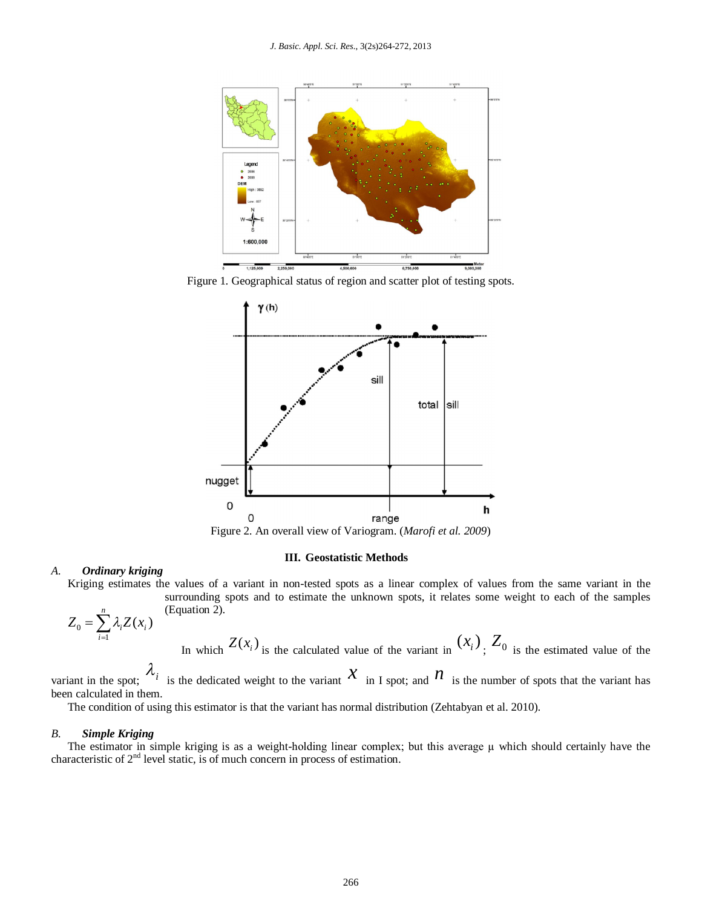Figure 1. Geographical status of region and scatter plot of testing spots.

Figure 2. An overall view of Variogram. (*Marofi et al. 2009*)

## III. Geostatistic Methods

### A. *Ordinary kriging*

Kriging estimates the values of a variant in non-tested spots as a linear complex of values from the same variant in the surrounding spots and to estimate the unknown spots, it relates some weight to each of the samples (Equation 2).

$$Z_0 = \sum_{i=1}^{n} \lambda_i Z(x_i)$$

In which $Z(x_i)$ is the calculated value of the variant in $(x_i)$; $Z_0$ is the estimated value of the variant in the spot; $\lambda_i$ is the dedicated weight to the variant $x$ in I spot; and $n$ is the number of spots that the variant has been calculated in them.

The condition of using this estimator is that the variant has normal distribution (Zehtabyan et al. 2010).

### B. *Simple Kriging*

The estimator in simple kriging is as a weight-holding linear complex; but this average μ which should certainly have the characteristic of 2nd level static, is of much concern in process of estimation.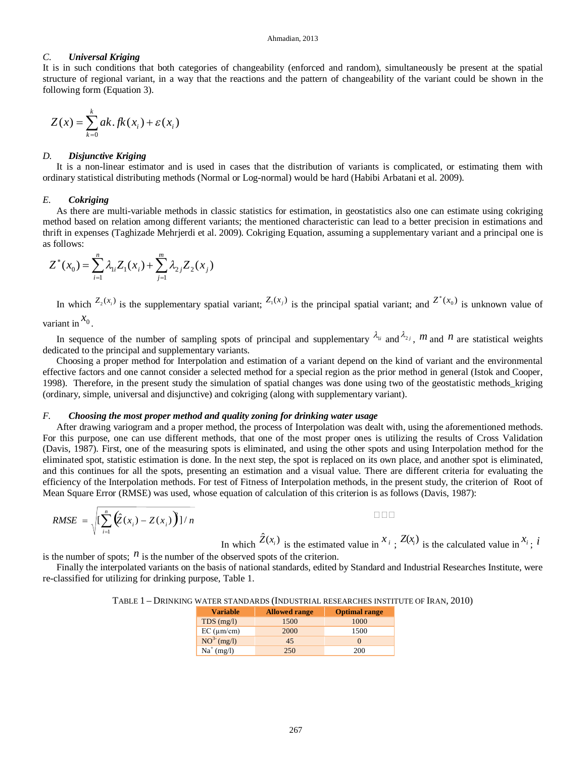### C. *Universal Kriging*

It is in such conditions that both categories of changeability (enforced and random), simultaneously be present at the spatial structure of regional variant, in a way that the reactions and the pattern of changeability of the variant could be shown in the following form (Equation 3).

$$Z(x) = \sum_{k=0}^{k} ak.\,fk(x_i) + \varepsilon(x_i)$$

### D. *Disjunctive Kriging*

It is a non-linear estimator and is used in cases that the distribution of variants is complicated, or estimating them with ordinary statistical distributing methods (Normal or Log-normal) would be hard (Habibi Arbatani et al. 2009).

### E. *Cokriging*

As there are multi-variable methods in classic statistics for estimation, in geostatistics also one can estimate using cokriging method based on relation among different variants; the mentioned characteristic can lead to a better precision in estimations and thrift in expenses (Taghizade Mehrjerdi et al. 2009). Cokriging Equation, assuming a supplementary variant and a principal one is as follows:

$$Z^*(x_0) = \sum_{i=1}^{n} \lambda_{1i} Z_1(x_i) + \sum_{j=1}^{m} \lambda_{2j} Z_2(x_j)$$

In which $Z_2(x_i)$ is the supplementary spatial variant; $Z_1(x_j)$ is the principal spatial variant; and $Z^*(x_0)$ is unknown value of variant in $x_0$.

In sequence of the number of sampling spots of principal and supplementary $\lambda_{1i}$ and $\lambda_{2j}$, $m$ and $n$ are statistical weights dedicated to the principal and supplementary variants.

Choosing a proper method for Interpolation and estimation of a variant depend on the kind of variant and the environmental effective factors and one cannot consider a selected method for a special region as the prior method in general (Istok and Cooper, 1998). Therefore, in the present study the simulation of spatial changes was done using two of the geostatistic methods_kriging (ordinary, simple, universal and disjunctive) and cokriging (along with supplementary variant).

### F. *Choosing the most proper method and quality zoning for drinking water usage*

After drawing variogram and a proper method, the process of Interpolation was dealt with, using the aforementioned methods. For this purpose, one can use different methods, that one of the most proper ones is utilizing the results of Cross Validation (Davis, 1987). First, one of the measuring spots is eliminated, and using the other spots and using Interpolation method for the eliminated spot, statistic estimation is done. In the next step, the spot is replaced on its own place, and another spot is eliminated, and this continues for all the spots, presenting an estimation and a visual value. There are different criteria for evaluating the efficiency of the Interpolation methods. For test of Fitness of Interpolation methods, in the present study, the criterion of Root of Mean Square Error (RMSE) was used, whose equation of calculation of this criterion is as follows (Davis, 1987):

$$RMSE = \sqrt{\left[\sum_{i=1}^{n} \left(\hat{Z}(x_i) - Z(x_i)\right)^2\right] / n}$$

In which $\hat{Z}(x_i)$ is the estimated value in $x_i$; $Z(x_i)$ is the calculated value in $x_i$; $i$ is the number of spots; $n$ is the number of the observed spots of the criterion.

Finally the interpolated variants on the basis of national standards, edited by Standard and Industrial Researches Institute, were re-classified for utilizing for drinking purpose, Table 1.

TABLE 1 – DRINKING WATER STANDARDS (INDUSTRIAL RESEARCHES INSTITUTE OF IRAN, 2010)

| Variable | Allowed range | Optimal range |
|---|---|---|
| TDS (mg/l) | 1500 | 1000 |
| EC (µm/cm) | 2000 | 1500 |
| $NO^{3-}$ (mg/l) | 45 | 0 |
| $Na^{+}$ (mg/l) | 250 | 200 |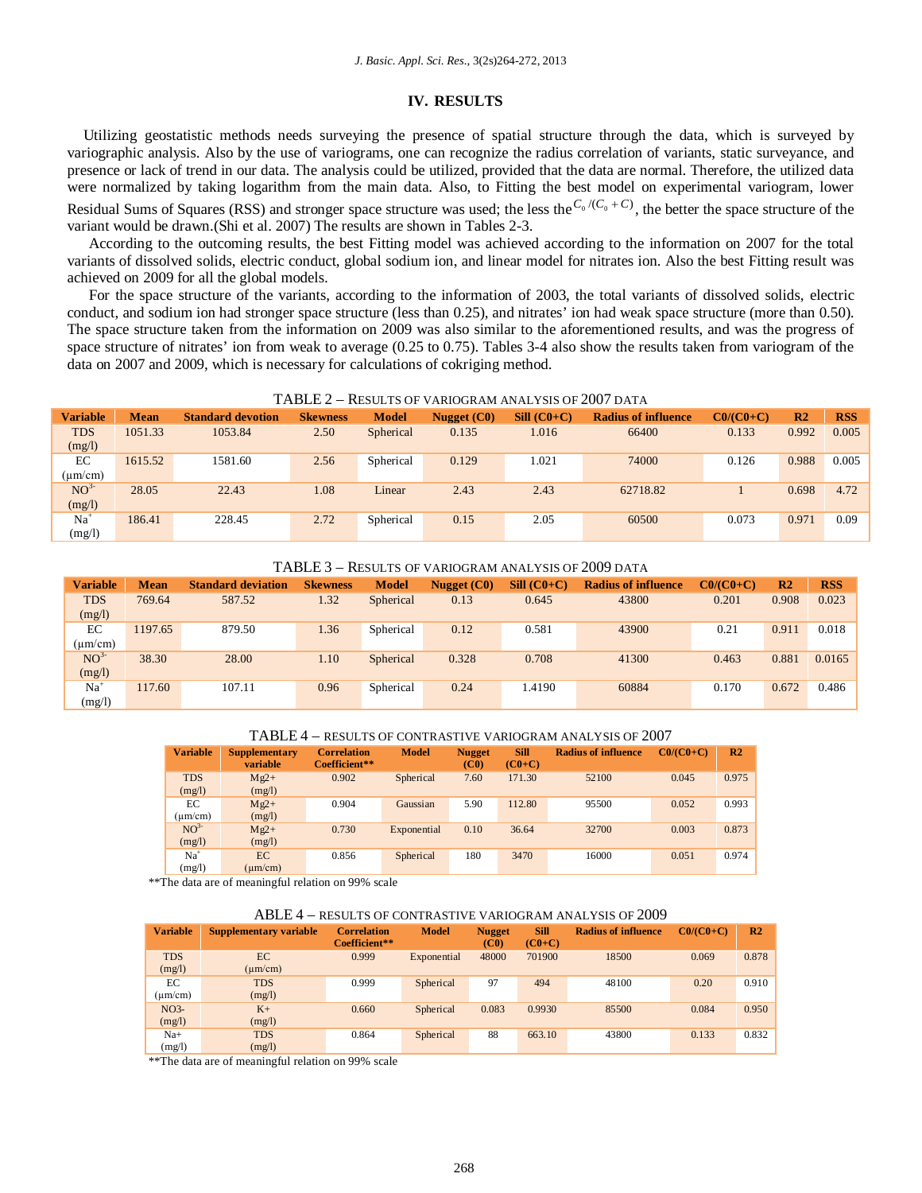## IV. RESULTS

Utilizing geostatistic methods needs surveying the presence of spatial structure through the data, which is surveyed by variographic analysis. Also by the use of variograms, one can recognize the radius correlation of variants, static surveyance, and presence or lack of trend in our data. The analysis could be utilized, provided that the data are normal. Therefore, the utilized data were normalized by taking logarithm from the main data. Also, to Fitting the best model on experimental variogram, lower Residual Sums of Squares (RSS) and stronger space structure was used; the less the $C_0/(C_0+C)$, the better the space structure of the variant would be drawn.(Shi et al. 2007) The results are shown in Tables 2-3.

According to the outcoming results, the best Fitting model was achieved according to the information on 2007 for the total variants of dissolved solids, electric conduct, global sodium ion, and linear model for nitrates ion. Also the best Fitting result was achieved on 2009 for all the global models.

For the space structure of the variants, according to the information of 2003, the total variants of dissolved solids, electric conduct, and sodium ion had stronger space structure (less than 0.25), and nitrates' ion had weak space structure (more than 0.50). The space structure taken from the information on 2009 was also similar to the aforementioned results, and was the progress of space structure of nitrates' ion from weak to average (0.25 to 0.75). Tables 3-4 also show the results taken from variogram of the data on 2007 and 2009, which is necessary for calculations of cokriging method.

TABLE 2 – RESULTS OF VARIOGRAM ANALYSIS OF 2007 DATA

| Variable | Mean | Standard devotion | Skewness | Model | Nugget (C0) | Sill (C0+C) | Radius of influence | C0/(C0+C) | R2 | RSS |
|---|---|---|---|---|---|---|---|---|---|---|
| TDS (mg/l) | 1051.33 | 1053.84 | 2.50 | Spherical | 0.135 | 1.016 | 66400 | 0.133 | 0.992 | 0.005 |
| EC (μm/cm) | 1615.52 | 1581.60 | 2.56 | Spherical | 0.129 | 1.021 | 74000 | 0.126 | 0.988 | 0.005 |
| $NO^{3-}$ (mg/l) | 28.05 | 22.43 | 1.08 | Linear | 2.43 | 2.43 | 62718.82 | 1 | 0.698 | 4.72 |
| $Na^{+}$ (mg/l) | 186.41 | 228.45 | 2.72 | Spherical | 0.15 | 2.05 | 60500 | 0.073 | 0.971 | 0.09 |

TABLE 3 – RESULTS OF VARIOGRAM ANALYSIS OF 2009 DATA

| Variable | Mean | Standard deviation | Skewness | Model | Nugget (C0) | Sill (C0+C) | Radius of influence | C0/(C0+C) | R2 | RSS |
|---|---|---|---|---|---|---|---|---|---|---|
| TDS (mg/l) | 769.64 | 587.52 | 1.32 | Spherical | 0.13 | 0.645 | 43800 | 0.201 | 0.908 | 0.023 |
| EC (μm/cm) | 1197.65 | 879.50 | 1.36 | Spherical | 0.12 | 0.581 | 43900 | 0.21 | 0.911 | 0.018 |
| $NO^{3-}$ (mg/l) | 38.30 | 28.00 | 1.10 | Spherical | 0.328 | 0.708 | 41300 | 0.463 | 0.881 | 0.0165 |
| $Na^{+}$ (mg/l) | 117.60 | 107.11 | 0.96 | Spherical | 0.24 | 1.4190 | 60884 | 0.170 | 0.672 | 0.486 |

TABLE 4 – RESULTS OF CONTRASTIVE VARIOGRAM ANALYSIS OF 2007

| Variable | Supplementary variable | Correlation Coefficient** | Model | Nugget (C0) | Sill (C0+C) | Radius of influence | C0/(C0+C) | R2 |
|---|---|---|---|---|---|---|---|---|
| TDS (mg/l) | Mg2+ (mg/l) | 0.902 | Spherical | 7.60 | 171.30 | 52100 | 0.045 | 0.975 |
| EC (μm/cm) | Mg2+ (mg/l) | 0.904 | Gaussian | 5.90 | 112.80 | 95500 | 0.052 | 0.993 |
| $NO^{3-}$ (mg/l) | Mg2+ (mg/l) | 0.730 | Exponential | 0.10 | 36.64 | 32700 | 0.003 | 0.873 |
| $Na^{+}$ (mg/l) | EC (μm/cm) | 0.856 | Spherical | 180 | 3470 | 16000 | 0.051 | 0.974 |

**The data are of meaningful relation on 99% scale

ABLE 4 – RESULTS OF CONTRASTIVE VARIOGRAM ANALYSIS OF 2009

| Variable | Supplementary variable | Correlation Coefficient** | Model | Nugget (C0) | Sill (C0+C) | Radius of influence | C0/(C0+C) | R2 |
|---|---|---|---|---|---|---|---|---|
| TDS (mg/l) | EC (μm/cm) | 0.999 | Exponential | 48000 | 701900 | 18500 | 0.069 | 0.878 |
| EC (μm/cm) | TDS (mg/l) | 0.999 | Spherical | 97 | 494 | 48100 | 0.20 | 0.910 |
| NO3- (mg/l) | K+ (mg/l) | 0.660 | Spherical | 0.083 | 0.9930 | 85500 | 0.084 | 0.950 |
| Na+ (mg/l) | TDS (mg/l) | 0.864 | Spherical | 88 | 663.10 | 43800 | 0.133 | 0.832 |

**The data are of meaningful relation on 99% scale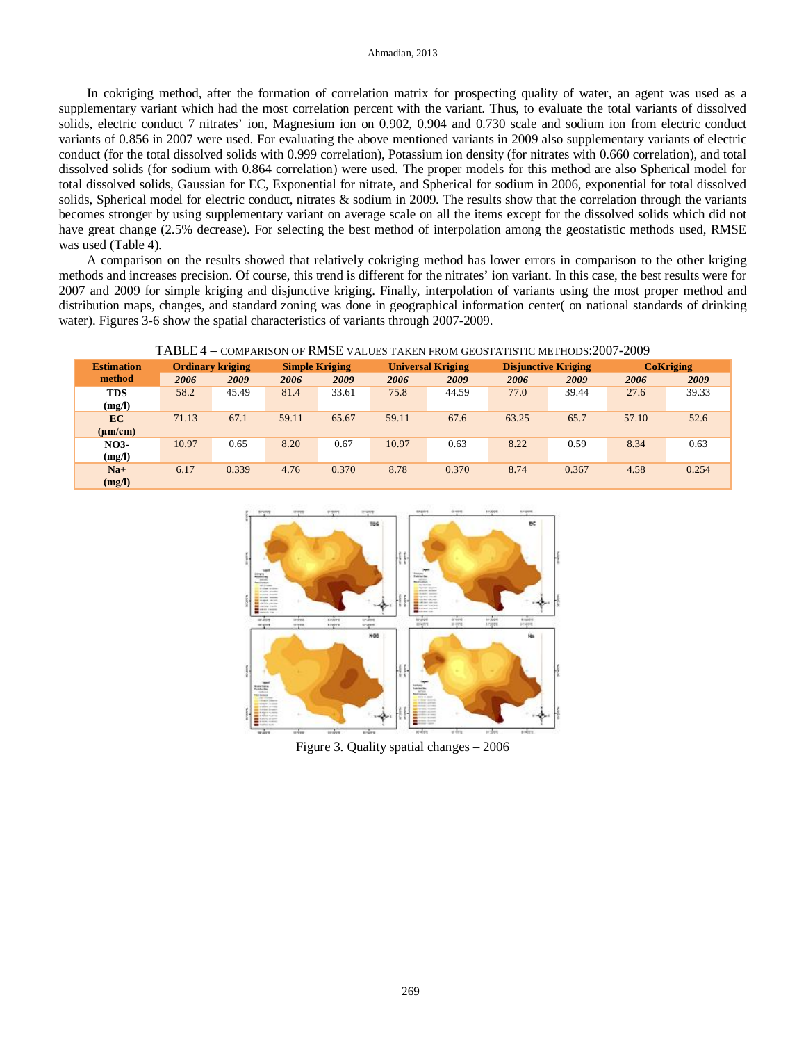In cokriging method, after the formation of correlation matrix for prospecting quality of water, an agent was used as a supplementary variant which had the most correlation percent with the variant. Thus, to evaluate the total variants of dissolved solids, electric conduct 7 nitrates' ion, Magnesium ion on 0.902, 0.904 and 0.730 scale and sodium ion from electric conduct variants of 0.856 in 2007 were used. For evaluating the above mentioned variants in 2009 also supplementary variants of electric conduct (for the total dissolved solids with 0.999 correlation), Potassium ion density (for nitrates with 0.660 correlation), and total dissolved solids (for sodium with 0.864 correlation) were used. The proper models for this method are also Spherical model for total dissolved solids, Gaussian for EC, Exponential for nitrate, and Spherical for sodium in 2006, exponential for total dissolved solids, Spherical model for electric conduct, nitrates & sodium in 2009. The results show that the correlation through the variants becomes stronger by using supplementary variant on average scale on all the items except for the dissolved solids which did not have great change (2.5% decrease). For selecting the best method of interpolation among the geostatistic methods used, RMSE was used (Table 4).

A comparison on the results showed that relatively cokriging method has lower errors in comparison to the other kriging methods and increases precision. Of course, this trend is different for the nitrates' ion variant. In this case, the best results were for 2007 and 2009 for simple kriging and disjunctive kriging. Finally, interpolation of variants using the most proper method and distribution maps, changes, and standard zoning was done in geographical information center( on national standards of drinking water). Figures 3-6 show the spatial characteristics of variants through 2007-2009.

TABLE 4 – COMPARISON OF RMSE VALUES TAKEN FROM GEOSTATISTIC METHODS:2007-2009

| Estimation method | Ordinary kriging | | Simple Kriging | | Universal Kriging | | Disjunctive Kriging | | CoKriging | |
|---|---|---|---|---|---|---|---|---|---|---|
| | *2006* | *2009* | *2006* | *2009* | *2006* | *2009* | *2006* | *2009* | *2006* | *2009* |
| **TDS (mg/l)** | 58.2 | 45.49 | 81.4 | 33.61 | 75.8 | 44.59 | 77.0 | 39.44 | 27.6 | 39.33 |
| **EC (μm/cm)** | 71.13 | 67.1 | 59.11 | 65.67 | 59.11 | 67.6 | 63.25 | 65.7 | 57.10 | 52.6 |
| **NO3- (mg/l)** | 10.97 | 0.65 | 8.20 | 0.67 | 10.97 | 0.63 | 8.22 | 0.59 | 8.34 | 0.63 |
| **Na+ (mg/l)** | 6.17 | 0.339 | 4.76 | 0.370 | 8.78 | 0.370 | 8.74 | 0.367 | 4.58 | 0.254 |

Figure 3. Quality spatial changes – 2006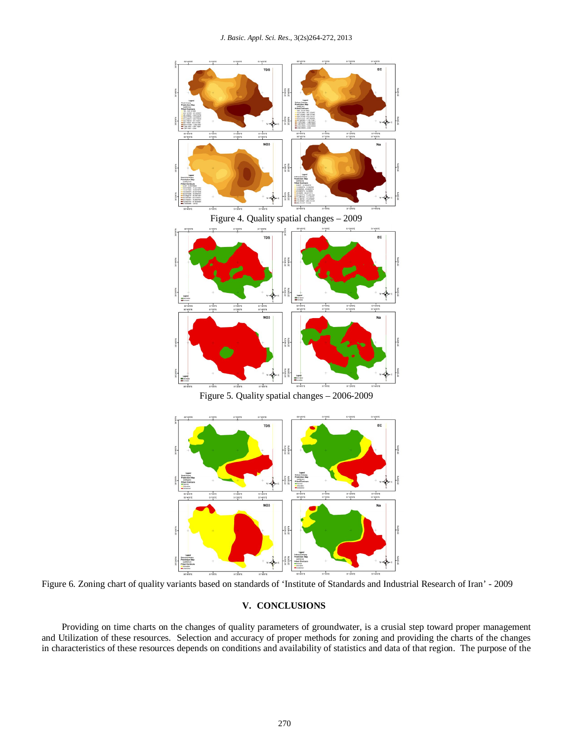Figure 4. Quality spatial changes – 2009

Figure 5. Quality spatial changes – 2006-2009

Figure 6. Zoning chart of quality variants based on standards of 'Institute of Standards and Industrial Research of Iran' - 2009

## V. CONCLUSIONS

Providing on time charts on the changes of quality parameters of groundwater, is a crusial step toward proper management and Utilization of these resources. Selection and accuracy of proper methods for zoning and providing the charts of the changes in characteristics of these resources depends on conditions and availability of statistics and data of that region. The purpose of the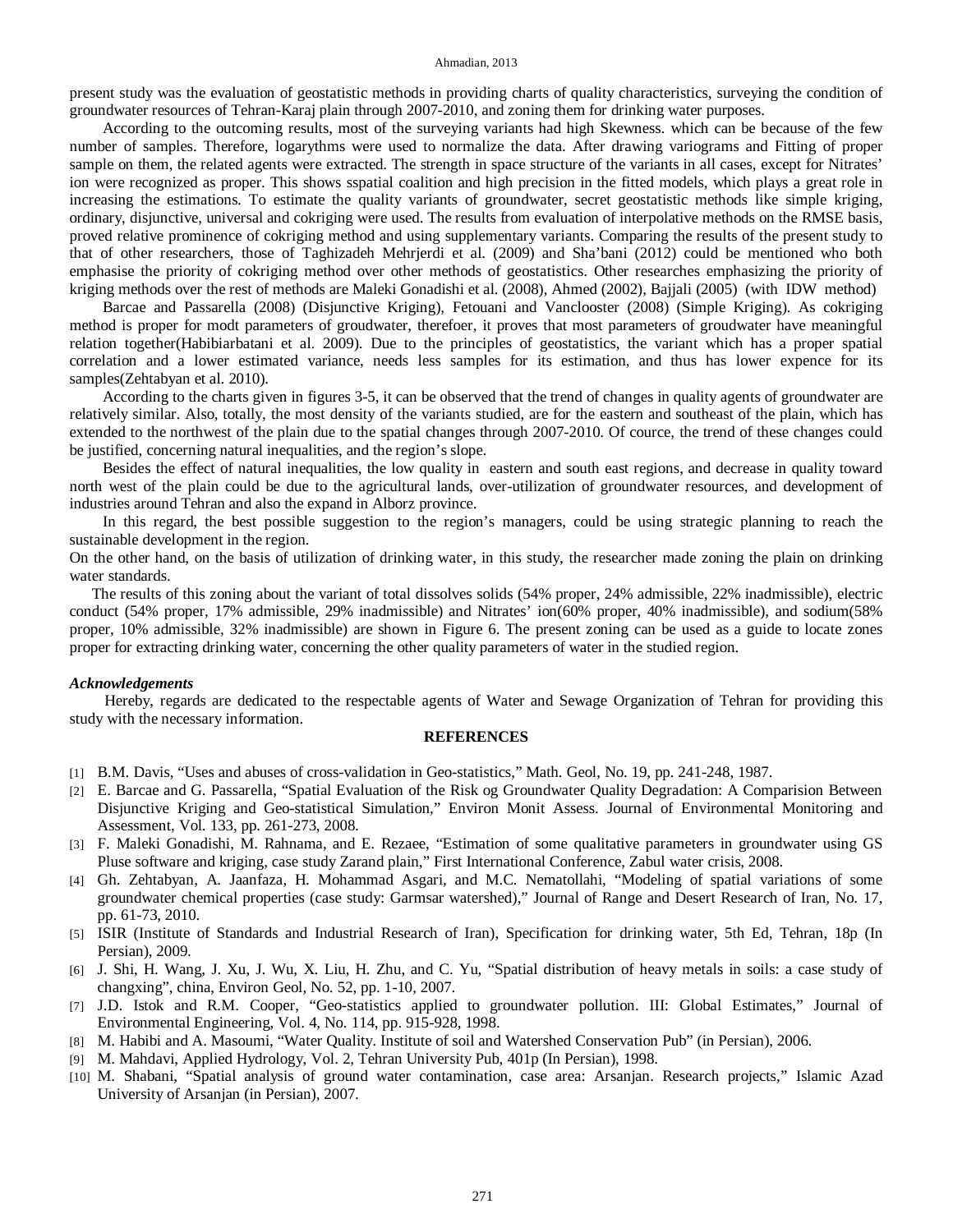present study was the evaluation of geostatistic methods in providing charts of quality characteristics, surveying the condition of groundwater resources of Tehran-Karaj plain through 2007-2010, and zoning them for drinking water purposes.

According to the outcoming results, most of the surveying variants had high Skewness. which can be because of the few number of samples. Therefore, logarythms were used to normalize the data. After drawing variograms and Fitting of proper sample on them, the related agents were extracted. The strength in space structure of the variants in all cases, except for Nitrates' ion were recognized as proper. This shows sspatial coalition and high precision in the fitted models, which plays a great role in increasing the estimations. To estimate the quality variants of groundwater, secret geostatistic methods like simple kriging, ordinary, disjunctive, universal and cokriging were used. The results from evaluation of interpolative methods on the RMSE basis, proved relative prominence of cokriging method and using supplementary variants. Comparing the results of the present study to that of other researchers, those of Taghizadeh Mehrjerdi et al. (2009) and Sha'bani (2012) could be mentioned who both emphasise the priority of cokriging method over other methods of geostatistics. Other researches emphasizing the priority of kriging methods over the rest of methods are Maleki Gonadishi et al. (2008), Ahmed (2002), Bajjali (2005) (with IDW method)

Barcae and Passarella (2008) (Disjunctive Kriging), Fetouani and Vanclooster (2008) (Simple Kriging). As cokriging method is proper for modt parameters of groudwater, therefoer, it proves that most parameters of groundwater have meaningful relation together(Habibiarbatani et al. 2009). Due to the principles of geostatistics, the variant which has a proper spatial correlation and a lower estimated variance, needs less samples for its estimation, and thus has lower expence for its samples(Zehtabyan et al. 2010).

According to the charts given in figures 3-5, it can be observed that the trend of changes in quality agents of groundwater are relatively similar. Also, totally, the most density of the variants studied, are for the eastern and southeast of the plain, which has extended to the northwest of the plain due to the spatial changes through 2007-2010. Of cource, the trend of these changes could be justified, concerning natural inequalities, and the region's slope.

Besides the effect of natural inequalities, the low quality in eastern and south east regions, and decrease in quality toward north west of the plain could be due to the agricultural lands, over-utilization of groundwater resources, and development of industries around Tehran and also the expand in Alborz province.

In this regard, the best possible suggestion to the region's managers, could be using strategic planning to reach the sustainable development in the region.

On the other hand, on the basis of utilization of drinking water, in this study, the researcher made zoning the plain on drinking water standards.

The results of this zoning about the variant of total dissolves solids (54% proper, 24% admissible, 22% inadmissible), electric conduct (54% proper, 17% admissible, 29% inadmissible) and Nitrates' ion(60% proper, 40% inadmissible), and sodium(58% proper, 10% admissible, 32% inadmissible) are shown in Figure 6. The present zoning can be used as a guide to locate zones proper for extracting drinking water, concerning the other quality parameters of water in the studied region.

### *Acknowledgements*

Hereby, regards are dedicated to the respectable agents of Water and Sewage Organization of Tehran for providing this study with the necessary information.

## REFERENCES

[1] B.M. Davis, "Uses and abuses of cross-validation in Geo-statistics," Math. Geol, No. 19, pp. 241-248, 1987.

[2] E. Barcae and G. Passarella, "Spatial Evaluation of the Risk og Groundwater Quality Degradation: A Comparision Between Disjunctive Kriging and Geo-statistical Simulation," Environ Monit Assess. Journal of Environmental Monitoring and Assessment, Vol. 133, pp. 261-273, 2008.

[3] F. Maleki Gonadishi, M. Rahnama, and E. Rezaee, "Estimation of some qualitative parameters in groundwater using GS Pluse software and kriging, case study Zarand plain," First International Conference, Zabul water crisis, 2008.

[4] Gh. Zehtabyan, A. Jaanfaza, H. Mohammad Asgari, and M.C. Nematollahi, "Modeling of spatial variations of some groundwater chemical properties (case study: Garmsar watershed)," Journal of Range and Desert Research of Iran, No. 17, pp. 61-73, 2010.

[5] ISIR (Institute of Standards and Industrial Research of Iran), Specification for drinking water, 5th Ed, Tehran, 18p (In Persian), 2009.

[6] J. Shi, H. Wang, J. Xu, J. Wu, X. Liu, H. Zhu, and C. Yu, "Spatial distribution of heavy metals in soils: a case study of changxing", china, Environ Geol, No. 52, pp. 1-10, 2007.

[7] J.D. Istok and R.M. Cooper, "Geo-statistics applied to groundwater pollution. III: Global Estimates," Journal of Environmental Engineering, Vol. 4, No. 114, pp. 915-928, 1998.

[8] M. Habibi and A. Masoumi, "Water Quality. Institute of soil and Watershed Conservation Pub" (in Persian), 2006.

[9] M. Mahdavi, Applied Hydrology, Vol. 2, Tehran University Pub, 401p (In Persian), 1998.

[10] M. Shabani, "Spatial analysis of ground water contamination, case area: Arsanjan. Research projects," Islamic Azad University of Arsanjan (in Persian), 2007.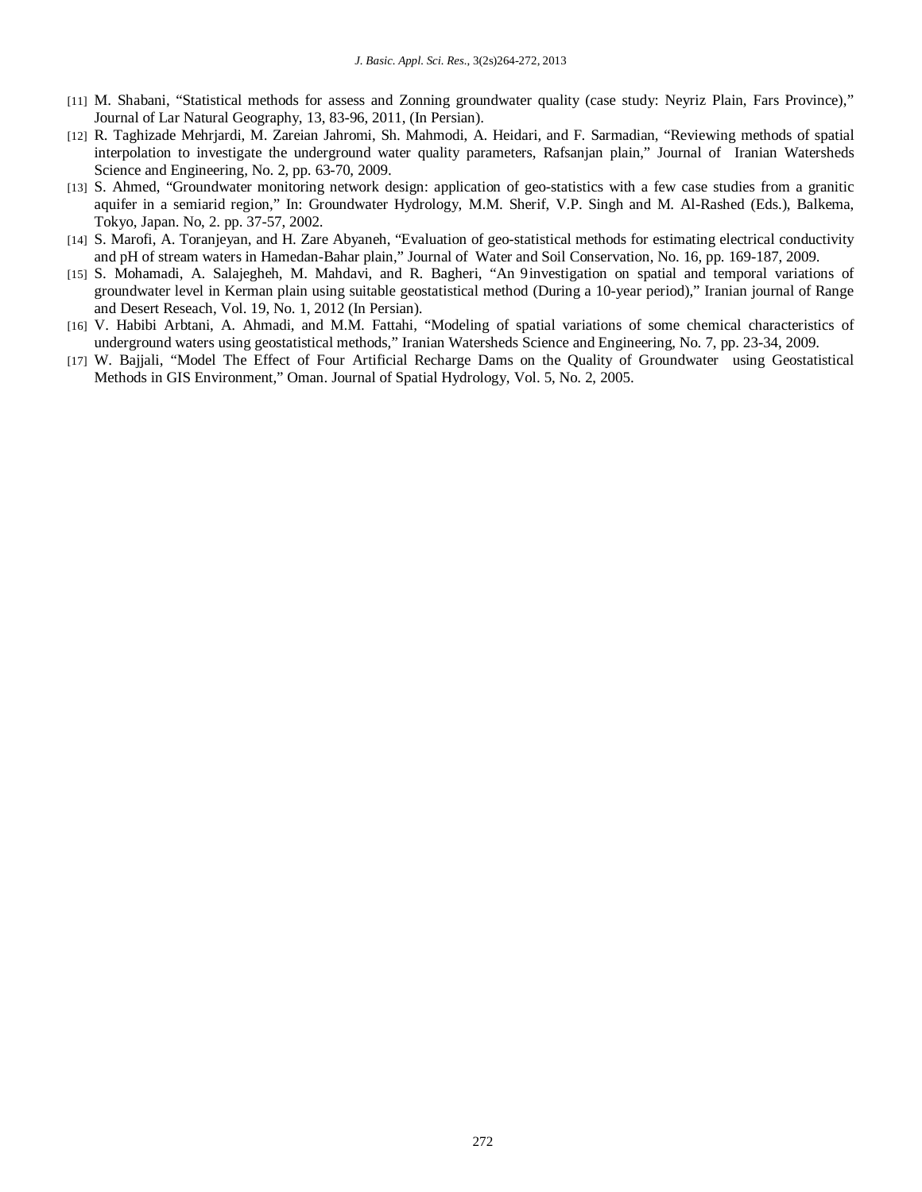[11] M. Shabani, "Statistical methods for assess and Zonning groundwater quality (case study: Neyriz Plain, Fars Province)," Journal of Lar Natural Geography, 13, 83-96, 2011, (In Persian).

[12] R. Taghizade Mehrjardi, M. Zareian Jahromi, Sh. Mahmodi, A. Heidari, and F. Sarmadian, "Reviewing methods of spatial interpolation to investigate the underground water quality parameters, Rafsanjan plain," Journal of Iranian Watersheds Science and Engineering, No. 2, pp. 63-70, 2009.

[13] S. Ahmed, "Groundwater monitoring network design: application of geo-statistics with a few case studies from a granitic aquifer in a semiarid region," In: Groundwater Hydrology, M.M. Sherif, V.P. Singh and M. Al-Rashed (Eds.), Balkema, Tokyo, Japan. No, 2. pp. 37-57, 2002.

[14] S. Marofi, A. Toranjeyan, and H. Zare Abyaneh, "Evaluation of geo-statistical methods for estimating electrical conductivity and pH of stream waters in Hamedan-Bahar plain," Journal of Water and Soil Conservation, No. 16, pp. 169-187, 2009.

[15] S. Mohamadi, A. Salajegheh, M. Mahdavi, and R. Bagheri, "An 9investigation on spatial and temporal variations of groundwater level in Kerman plain using suitable geostatistical method (During a 10-year period)," Iranian journal of Range and Desert Reseach, Vol. 19, No. 1, 2012 (In Persian).

[16] V. Habibi Arbtani, A. Ahmadi, and M.M. Fattahi, "Modeling of spatial variations of some chemical characteristics of underground waters using geostatistical methods," Iranian Watersheds Science and Engineering, No. 7, pp. 23-34, 2009.

[17] W. Bajjali, "Model The Effect of Four Artificial Recharge Dams on the Quality of Groundwater using Geostatistical Methods in GIS Environment," Oman. Journal of Spatial Hydrology, Vol. 5, No. 2, 2005.